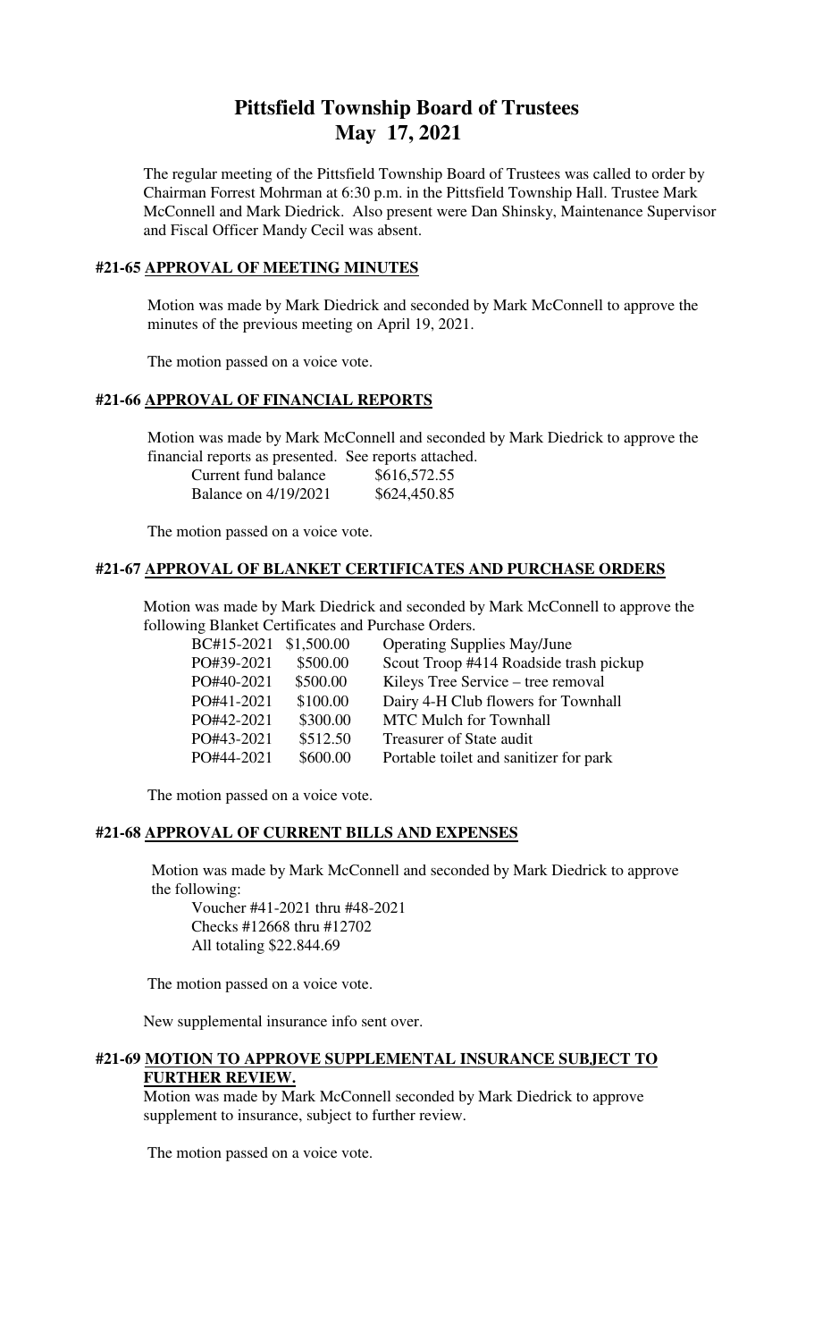# Pittsfield Township Board of Trustees
# May 17, 2021

The regular meeting of the Pittsfield Township Board of Trustees was called to order by Chairman Forrest Mohrman at 6:30 p.m. in the Pittsfield Township Hall. Trustee Mark McConnell and Mark Diedrick. Also present were Dan Shinsky, Maintenance Supervisor and Fiscal Officer Mandy Cecil was absent.

## #21-65 APPROVAL OF MEETING MINUTES

Motion was made by Mark Diedrick and seconded by Mark McConnell to approve the minutes of the previous meeting on April 19, 2021.

The motion passed on a voice vote.

## #21-66 APPROVAL OF FINANCIAL REPORTS

Motion was made by Mark McConnell and seconded by Mark Diedrick to approve the financial reports as presented. See reports attached.

| | |
|---|---|
| Current fund balance | $616,572.55 |
| Balance on 4/19/2021 | $624,450.85 |

The motion passed on a voice vote.

## #21-67 APPROVAL OF BLANKET CERTIFICATES AND PURCHASE ORDERS

Motion was made by Mark Diedrick and seconded by Mark McConnell to approve the following Blanket Certificates and Purchase Orders.

| | | |
|---|---|---|
| BC#15-2021 | $1,500.00 | Operating Supplies May/June |
| PO#39-2021 | $500.00 | Scout Troop #414 Roadside trash pickup |
| PO#40-2021 | $500.00 | Kileys Tree Service – tree removal |
| PO#41-2021 | $100.00 | Dairy 4-H Club flowers for Townhall |
| PO#42-2021 | $300.00 | MTC Mulch for Townhall |
| PO#43-2021 | $512.50 | Treasurer of State audit |
| PO#44-2021 | $600.00 | Portable toilet and sanitizer for park |

The motion passed on a voice vote.

## #21-68 APPROVAL OF CURRENT BILLS AND EXPENSES

Motion was made by Mark McConnell and seconded by Mark Diedrick to approve the following:

Voucher #41-2021 thru #48-2021
Checks #12668 thru #12702
All totaling $22.844.69

The motion passed on a voice vote.

New supplemental insurance info sent over.

## #21-69 MOTION TO APPROVE SUPPLEMENTAL INSURANCE SUBJECT TO FURTHER REVIEW.

Motion was made by Mark McConnell seconded by Mark Diedrick to approve supplement to insurance, subject to further review.

The motion passed on a voice vote.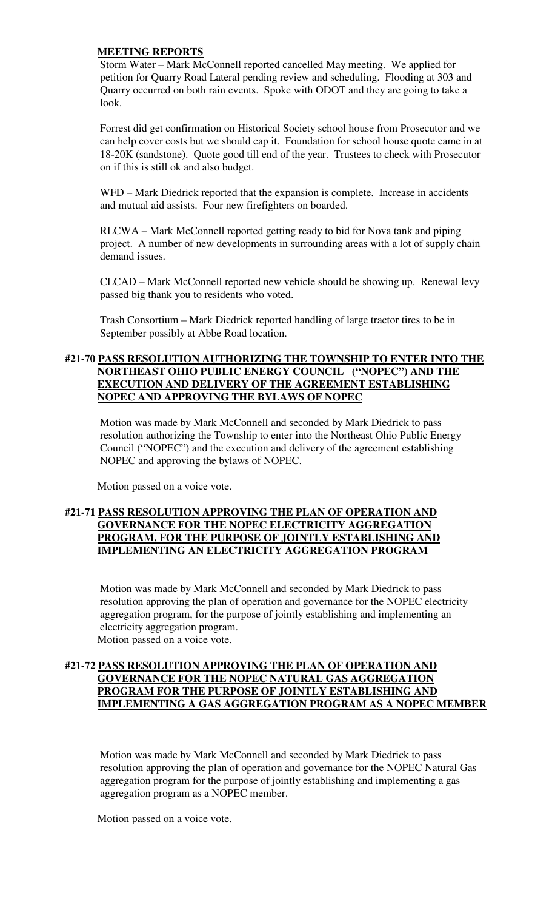**MEETING REPORTS**

Storm Water – Mark McConnell reported cancelled May meeting. We applied for petition for Quarry Road Lateral pending review and scheduling. Flooding at 303 and Quarry occurred on both rain events. Spoke with ODOT and they are going to take a look.

Forrest did get confirmation on Historical Society school house from Prosecutor and we can help cover costs but we should cap it. Foundation for school house quote came in at 18-20K (sandstone). Quote good till end of the year. Trustees to check with Prosecutor on if this is still ok and also budget.

WFD – Mark Diedrick reported that the expansion is complete. Increase in accidents and mutual aid assists. Four new firefighters on boarded.

RLCWA – Mark McConnell reported getting ready to bid for Nova tank and piping project. A number of new developments in surrounding areas with a lot of supply chain demand issues.

CLCAD – Mark McConnell reported new vehicle should be showing up. Renewal levy passed big thank you to residents who voted.

Trash Consortium – Mark Diedrick reported handling of large tractor tires to be in September possibly at Abbe Road location.

**#21-70 PASS RESOLUTION AUTHORIZING THE TOWNSHIP TO ENTER INTO THE NORTHEAST OHIO PUBLIC ENERGY COUNCIL ("NOPEC") AND THE EXECUTION AND DELIVERY OF THE AGREEMENT ESTABLISHING NOPEC AND APPROVING THE BYLAWS OF NOPEC**

Motion was made by Mark McConnell and seconded by Mark Diedrick to pass resolution authorizing the Township to enter into the Northeast Ohio Public Energy Council ("NOPEC") and the execution and delivery of the agreement establishing NOPEC and approving the bylaws of NOPEC.

Motion passed on a voice vote.

**#21-71 PASS RESOLUTION APPROVING THE PLAN OF OPERATION AND GOVERNANCE FOR THE NOPEC ELECTRICITY AGGREGATION PROGRAM, FOR THE PURPOSE OF JOINTLY ESTABLISHING AND IMPLEMENTING AN ELECTRICITY AGGREGATION PROGRAM**

Motion was made by Mark McConnell and seconded by Mark Diedrick to pass resolution approving the plan of operation and governance for the NOPEC electricity aggregation program, for the purpose of jointly establishing and implementing an electricity aggregation program.
Motion passed on a voice vote.

**#21-72 PASS RESOLUTION APPROVING THE PLAN OF OPERATION AND GOVERNANCE FOR THE NOPEC NATURAL GAS AGGREGATION PROGRAM FOR THE PURPOSE OF JOINTLY ESTABLISHING AND IMPLEMENTING A GAS AGGREGATION PROGRAM AS A NOPEC MEMBER**

Motion was made by Mark McConnell and seconded by Mark Diedrick to pass resolution approving the plan of operation and governance for the NOPEC Natural Gas aggregation program for the purpose of jointly establishing and implementing a gas aggregation program as a NOPEC member.

Motion passed on a voice vote.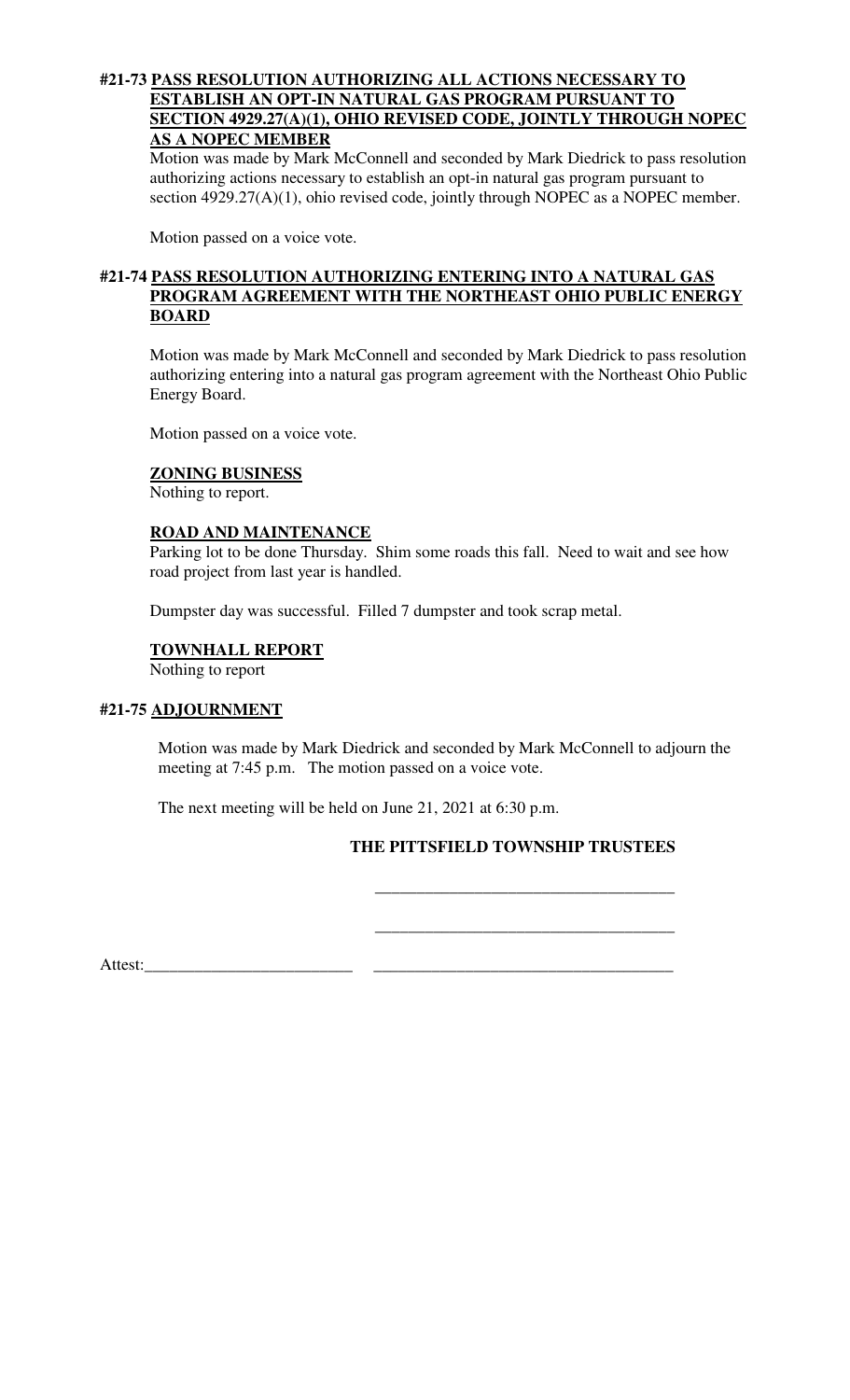**#21-73 PASS RESOLUTION AUTHORIZING ALL ACTIONS NECESSARY TO ESTABLISH AN OPT-IN NATURAL GAS PROGRAM PURSUANT TO SECTION 4929.27(A)(1), OHIO REVISED CODE, JOINTLY THROUGH NOPEC AS A NOPEC MEMBER**

Motion was made by Mark McConnell and seconded by Mark Diedrick to pass resolution authorizing actions necessary to establish an opt-in natural gas program pursuant to section 4929.27(A)(1), ohio revised code, jointly through NOPEC as a NOPEC member.

Motion passed on a voice vote.

**#21-74 PASS RESOLUTION AUTHORIZING ENTERING INTO A NATURAL GAS PROGRAM AGREEMENT WITH THE NORTHEAST OHIO PUBLIC ENERGY BOARD**

Motion was made by Mark McConnell and seconded by Mark Diedrick to pass resolution authorizing entering into a natural gas program agreement with the Northeast Ohio Public Energy Board.

Motion passed on a voice vote.

**ZONING BUSINESS**

Nothing to report.

**ROAD AND MAINTENANCE**

Parking lot to be done Thursday. Shim some roads this fall. Need to wait and see how road project from last year is handled.

Dumpster day was successful. Filled 7 dumpster and took scrap metal.

**TOWNHALL REPORT**

Nothing to report

**#21-75 ADJOURNMENT**

Motion was made by Mark Diedrick and seconded by Mark McConnell to adjourn the meeting at 7:45 p.m. The motion passed on a voice vote.

The next meeting will be held on June 21, 2021 at 6:30 p.m.

**THE PITTSFIELD TOWNSHIP TRUSTEES**

\_\_\_\_\_\_\_\_\_\_\_\_\_\_\_\_\_\_\_\_\_\_\_\_\_\_\_\_\_\_\_\_\_\_\_

\_\_\_\_\_\_\_\_\_\_\_\_\_\_\_\_\_\_\_\_\_\_\_\_\_\_\_\_\_\_\_\_\_\_\_

Attest:\_\_\_\_\_\_\_\_\_\_\_\_\_\_\_\_\_\_\_\_\_\_\_\_\_ \_\_\_\_\_\_\_\_\_\_\_\_\_\_\_\_\_\_\_\_\_\_\_\_\_\_\_\_\_\_\_\_\_\_\_